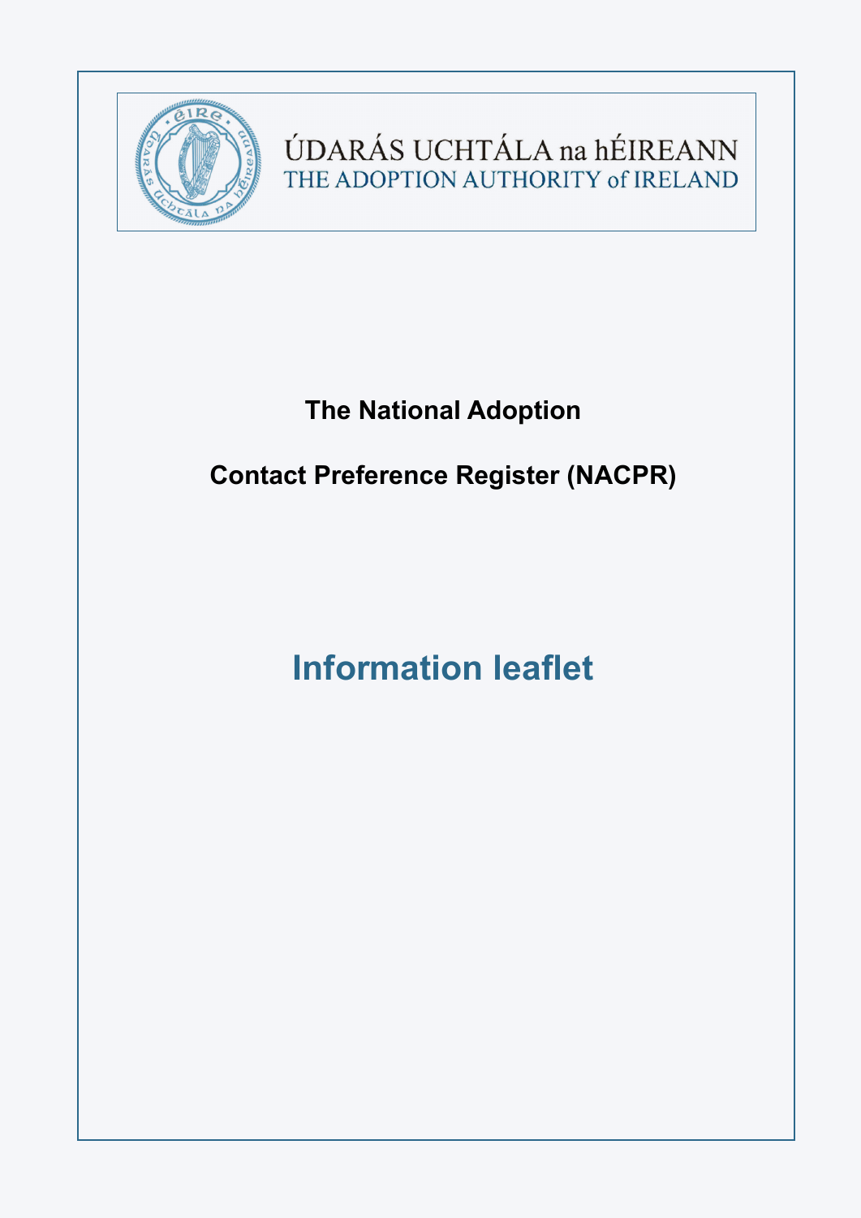ÚDARÁS UCHTÁLA na hÉIREANN
THE ADOPTION AUTHORITY of IRELAND

# The National Adoption Contact Preference Register (NACPR)

## Information leaflet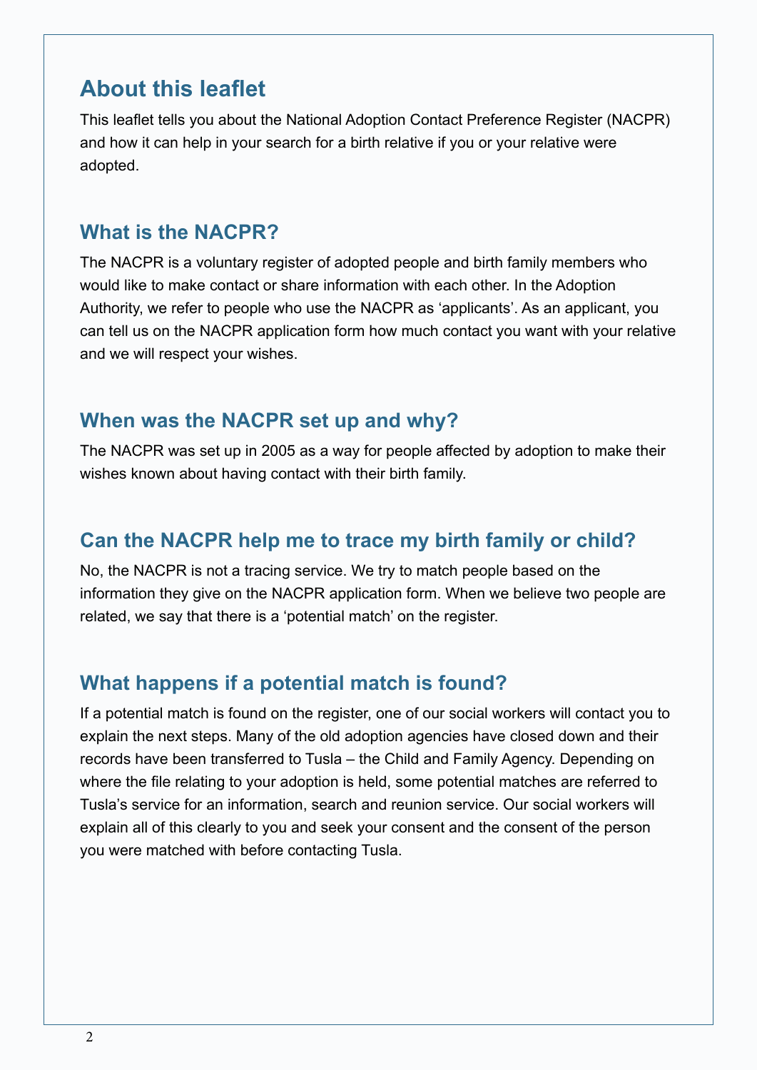## About this leaflet

This leaflet tells you about the National Adoption Contact Preference Register (NACPR) and how it can help in your search for a birth relative if you or your relative were adopted.

### What is the NACPR?

The NACPR is a voluntary register of adopted people and birth family members who would like to make contact or share information with each other. In the Adoption Authority, we refer to people who use the NACPR as 'applicants'. As an applicant, you can tell us on the NACPR application form how much contact you want with your relative and we will respect your wishes.

### When was the NACPR set up and why?

The NACPR was set up in 2005 as a way for people affected by adoption to make their wishes known about having contact with their birth family.

### Can the NACPR help me to trace my birth family or child?

No, the NACPR is not a tracing service. We try to match people based on the information they give on the NACPR application form. When we believe two people are related, we say that there is a 'potential match' on the register.

### What happens if a potential match is found?

If a potential match is found on the register, one of our social workers will contact you to explain the next steps. Many of the old adoption agencies have closed down and their records have been transferred to Tusla – the Child and Family Agency. Depending on where the file relating to your adoption is held, some potential matches are referred to Tusla's service for an information, search and reunion service. Our social workers will explain all of this clearly to you and seek your consent and the consent of the person you were matched with before contacting Tusla.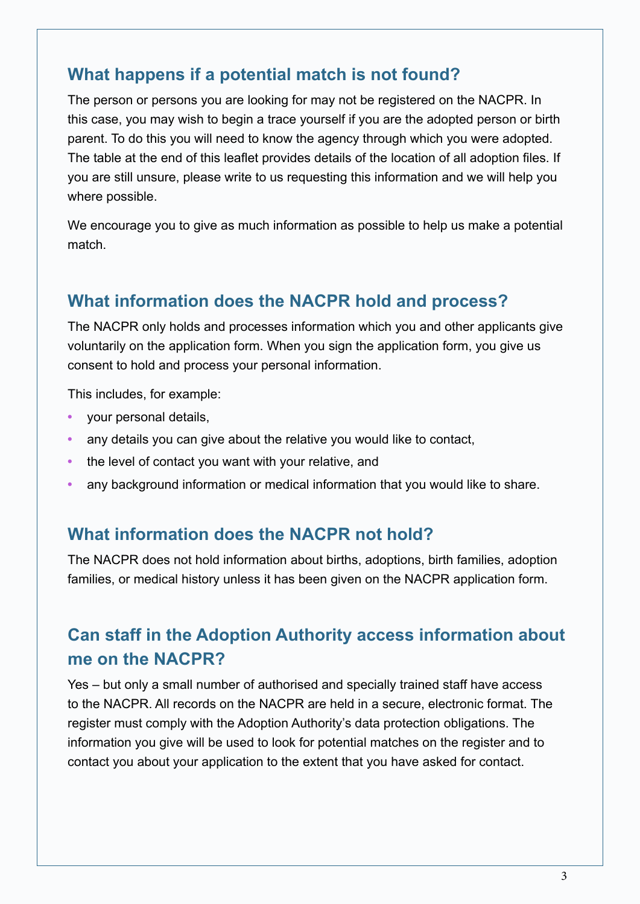## What happens if a potential match is not found?

The person or persons you are looking for may not be registered on the NACPR. In this case, you may wish to begin a trace yourself if you are the adopted person or birth parent. To do this you will need to know the agency through which you were adopted. The table at the end of this leaflet provides details of the location of all adoption files. If you are still unsure, please write to us requesting this information and we will help you where possible.

We encourage you to give as much information as possible to help us make a potential match.

## What information does the NACPR hold and process?

The NACPR only holds and processes information which you and other applicants give voluntarily on the application form. When you sign the application form, you give us consent to hold and process your personal information.

This includes, for example:

- your personal details,
- any details you can give about the relative you would like to contact,
- the level of contact you want with your relative, and
- any background information or medical information that you would like to share.

## What information does the NACPR not hold?

The NACPR does not hold information about births, adoptions, birth families, adoption families, or medical history unless it has been given on the NACPR application form.

## Can staff in the Adoption Authority access information about me on the NACPR?

Yes – but only a small number of authorised and specially trained staff have access to the NACPR. All records on the NACPR are held in a secure, electronic format. The register must comply with the Adoption Authority's data protection obligations. The information you give will be used to look for potential matches on the register and to contact you about your application to the extent that you have asked for contact.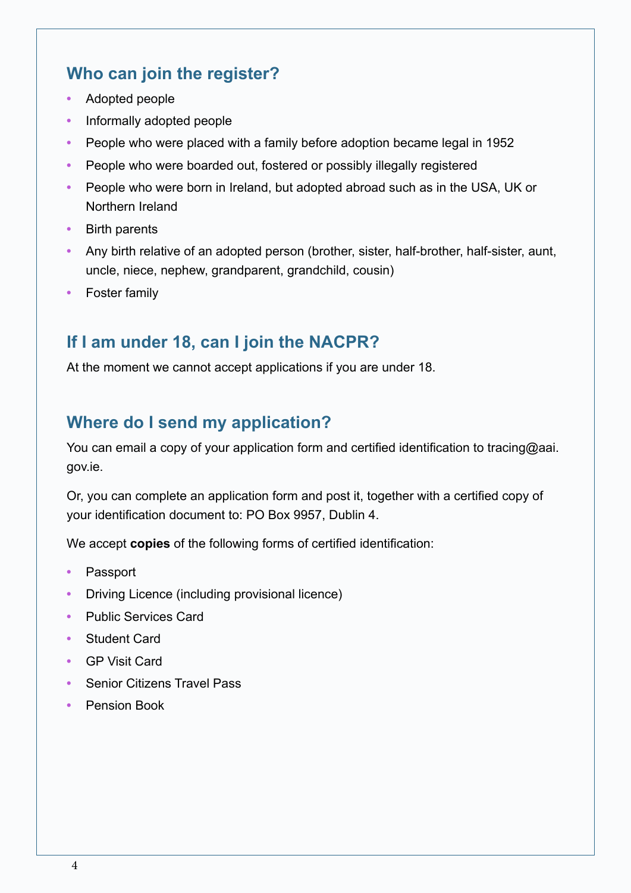## Who can join the register?

- Adopted people
- Informally adopted people
- People who were placed with a family before adoption became legal in 1952
- People who were boarded out, fostered or possibly illegally registered
- People who were born in Ireland, but adopted abroad such as in the USA, UK or Northern Ireland
- Birth parents
- Any birth relative of an adopted person (brother, sister, half-brother, half-sister, aunt, uncle, niece, nephew, grandparent, grandchild, cousin)
- Foster family

## If I am under 18, can I join the NACPR?

At the moment we cannot accept applications if you are under 18.

## Where do I send my application?

You can email a copy of your application form and certified identification to tracing@aai.gov.ie.

Or, you can complete an application form and post it, together with a certified copy of your identification document to: PO Box 9957, Dublin 4.

We accept **copies** of the following forms of certified identification:

- Passport
- Driving Licence (including provisional licence)
- Public Services Card
- Student Card
- GP Visit Card
- Senior Citizens Travel Pass
- Pension Book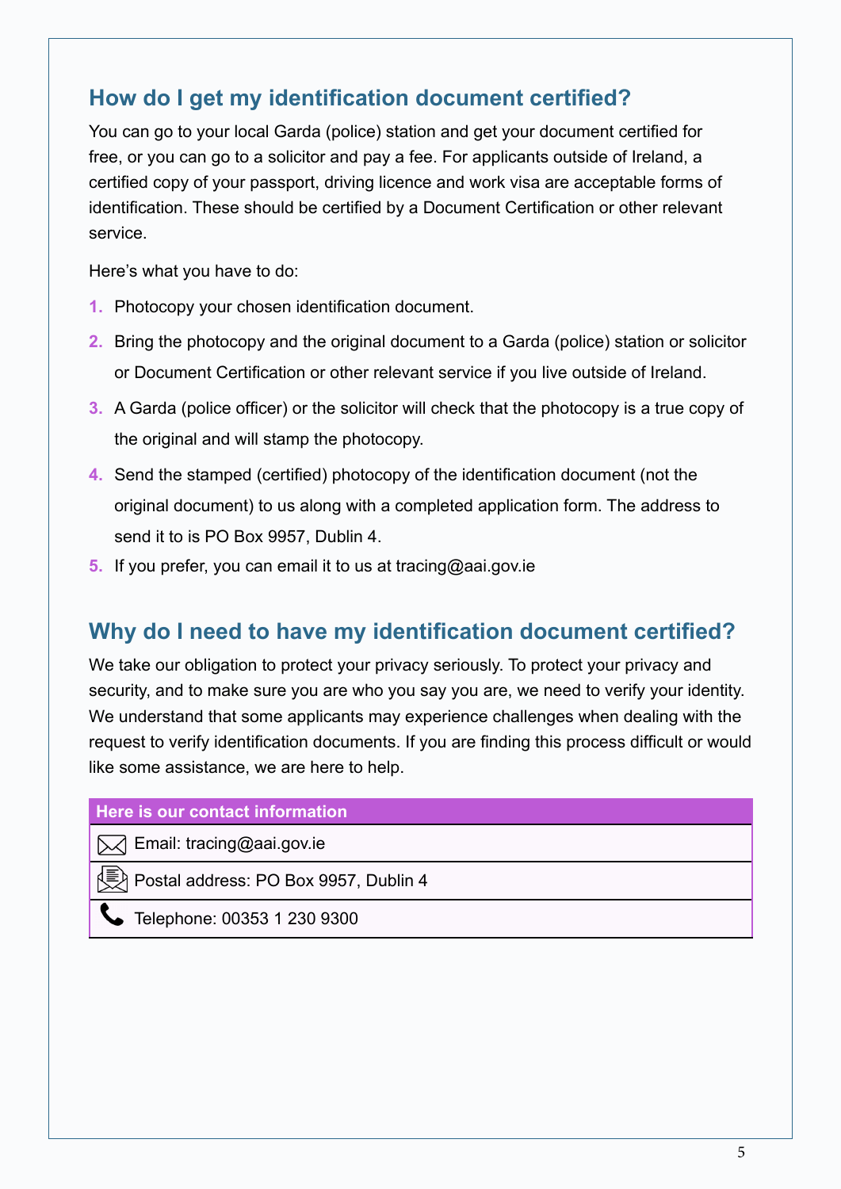## How do I get my identification document certified?

You can go to your local Garda (police) station and get your document certified for free, or you can go to a solicitor and pay a fee. For applicants outside of Ireland, a certified copy of your passport, driving licence and work visa are acceptable forms of identification. These should be certified by a Document Certification or other relevant service.

Here's what you have to do:

1. Photocopy your chosen identification document.
2. Bring the photocopy and the original document to a Garda (police) station or solicitor or Document Certification or other relevant service if you live outside of Ireland.
3. A Garda (police officer) or the solicitor will check that the photocopy is a true copy of the original and will stamp the photocopy.
4. Send the stamped (certified) photocopy of the identification document (not the original document) to us along with a completed application form. The address to send it to is PO Box 9957, Dublin 4.
5. If you prefer, you can email it to us at tracing@aai.gov.ie

## Why do I need to have my identification document certified?

We take our obligation to protect your privacy seriously. To protect your privacy and security, and to make sure you are who you say you are, we need to verify your identity. We understand that some applicants may experience challenges when dealing with the request to verify identification documents. If you are finding this process difficult or would like some assistance, we are here to help.

| **Here is our contact information** |
| --- |
| Email: tracing@aai.gov.ie |
| Postal address: PO Box 9957, Dublin 4 |
| Telephone: 00353 1 230 9300 |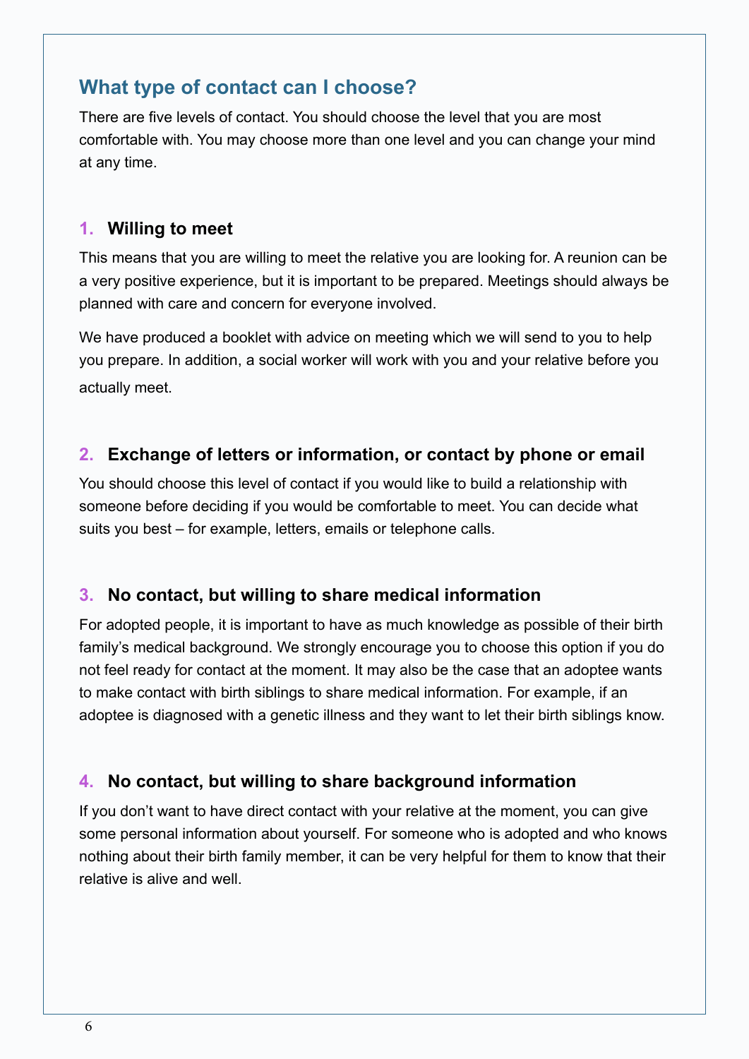## What type of contact can I choose?

There are five levels of contact. You should choose the level that you are most comfortable with. You may choose more than one level and you can change your mind at any time.

### 1. Willing to meet

This means that you are willing to meet the relative you are looking for. A reunion can be a very positive experience, but it is important to be prepared. Meetings should always be planned with care and concern for everyone involved.

We have produced a booklet with advice on meeting which we will send to you to help you prepare. In addition, a social worker will work with you and your relative before you actually meet.

### 2. Exchange of letters or information, or contact by phone or email

You should choose this level of contact if you would like to build a relationship with someone before deciding if you would be comfortable to meet. You can decide what suits you best – for example, letters, emails or telephone calls.

### 3. No contact, but willing to share medical information

For adopted people, it is important to have as much knowledge as possible of their birth family's medical background. We strongly encourage you to choose this option if you do not feel ready for contact at the moment. It may also be the case that an adoptee wants to make contact with birth siblings to share medical information. For example, if an adoptee is diagnosed with a genetic illness and they want to let their birth siblings know.

### 4. No contact, but willing to share background information

If you don't want to have direct contact with your relative at the moment, you can give some personal information about yourself. For someone who is adopted and who knows nothing about their birth family member, it can be very helpful for them to know that their relative is alive and well.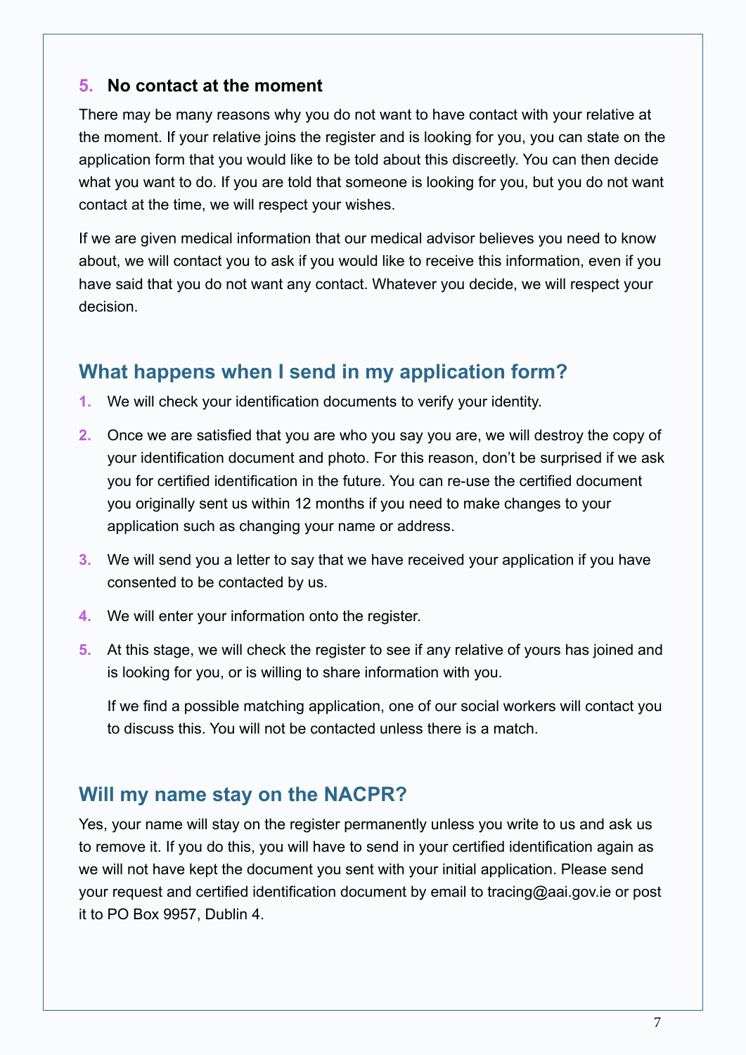### 5. No contact at the moment

There may be many reasons why you do not want to have contact with your relative at the moment. If your relative joins the register and is looking for you, you can state on the application form that you would like to be told about this discreetly. You can then decide what you want to do. If you are told that someone is looking for you, but you do not want contact at the time, we will respect your wishes.

If we are given medical information that our medical advisor believes you need to know about, we will contact you to ask if you would like to receive this information, even if you have said that you do not want any contact. Whatever you decide, we will respect your decision.

## What happens when I send in my application form?

1. We will check your identification documents to verify your identity.
2. Once we are satisfied that you are who you say you are, we will destroy the copy of your identification document and photo. For this reason, don't be surprised if we ask you for certified identification in the future. You can re-use the certified document you originally sent us within 12 months if you need to make changes to your application such as changing your name or address.
3. We will send you a letter to say that we have received your application if you have consented to be contacted by us.
4. We will enter your information onto the register.
5. At this stage, we will check the register to see if any relative of yours has joined and is looking for you, or is willing to share information with you.

   If we find a possible matching application, one of our social workers will contact you to discuss this. You will not be contacted unless there is a match.

## Will my name stay on the NACPR?

Yes, your name will stay on the register permanently unless you write to us and ask us to remove it. If you do this, you will have to send in your certified identification again as we will not have kept the document you sent with your initial application. Please send your request and certified identification document by email to tracing@aai.gov.ie or post it to PO Box 9957, Dublin 4.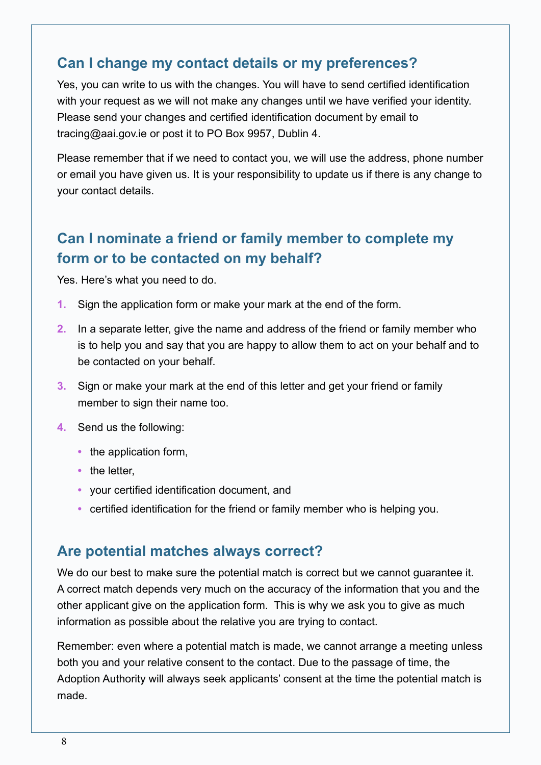## Can I change my contact details or my preferences?

Yes, you can write to us with the changes. You will have to send certified identification with your request as we will not make any changes until we have verified your identity. Please send your changes and certified identification document by email to tracing@aai.gov.ie or post it to PO Box 9957, Dublin 4.

Please remember that if we need to contact you, we will use the address, phone number or email you have given us. It is your responsibility to update us if there is any change to your contact details.

## Can I nominate a friend or family member to complete my form or to be contacted on my behalf?

Yes. Here's what you need to do.

1. Sign the application form or make your mark at the end of the form.
2. In a separate letter, give the name and address of the friend or family member who is to help you and say that you are happy to allow them to act on your behalf and to be contacted on your behalf.
3. Sign or make your mark at the end of this letter and get your friend or family member to sign their name too.
4. Send us the following:
   - the application form,
   - the letter,
   - your certified identification document, and
   - certified identification for the friend or family member who is helping you.

## Are potential matches always correct?

We do our best to make sure the potential match is correct but we cannot guarantee it. A correct match depends very much on the accuracy of the information that you and the other applicant give on the application form. This is why we ask you to give as much information as possible about the relative you are trying to contact.

Remember: even where a potential match is made, we cannot arrange a meeting unless both you and your relative consent to the contact. Due to the passage of time, the Adoption Authority will always seek applicants' consent at the time the potential match is made.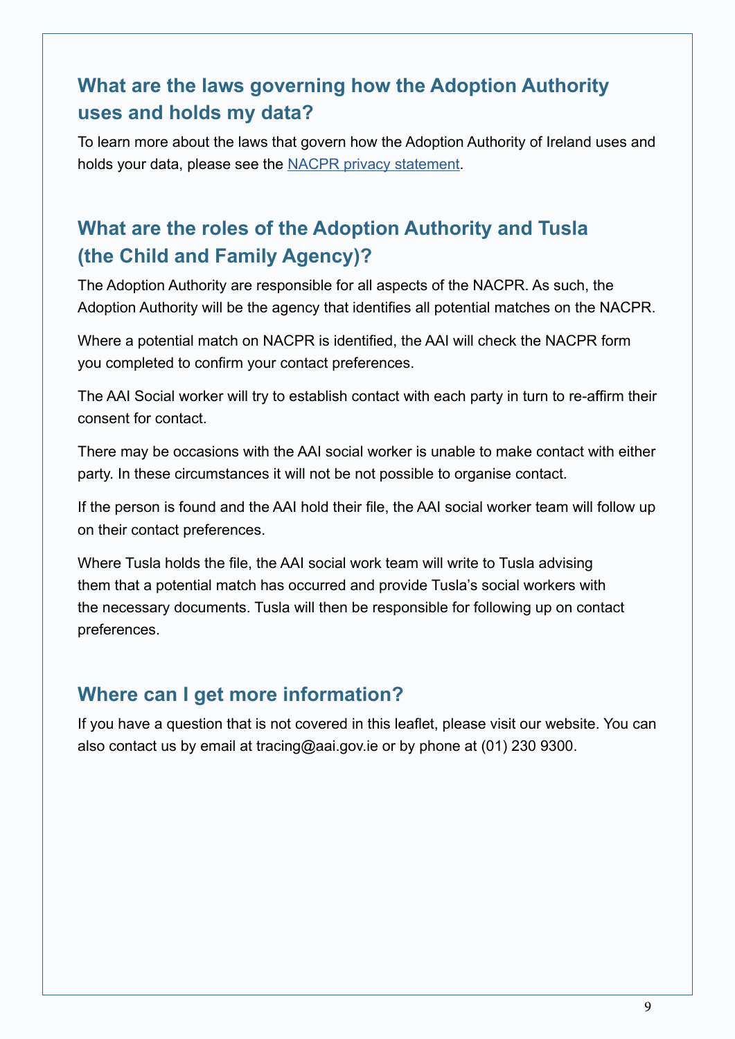## What are the laws governing how the Adoption Authority uses and holds my data?

To learn more about the laws that govern how the Adoption Authority of Ireland uses and holds your data, please see the NACPR privacy statement.

## What are the roles of the Adoption Authority and Tusla (the Child and Family Agency)?

The Adoption Authority are responsible for all aspects of the NACPR. As such, the Adoption Authority will be the agency that identifies all potential matches on the NACPR.

Where a potential match on NACPR is identified, the AAI will check the NACPR form you completed to confirm your contact preferences.

The AAI Social worker will try to establish contact with each party in turn to re-affirm their consent for contact.

There may be occasions with the AAI social worker is unable to make contact with either party. In these circumstances it will not be not possible to organise contact.

If the person is found and the AAI hold their file, the AAI social worker team will follow up on their contact preferences.

Where Tusla holds the file, the AAI social work team will write to Tusla advising them that a potential match has occurred and provide Tusla's social workers with the necessary documents. Tusla will then be responsible for following up on contact preferences.

## Where can I get more information?

If you have a question that is not covered in this leaflet, please visit our website. You can also contact us by email at tracing@aai.gov.ie or by phone at (01) 230 9300.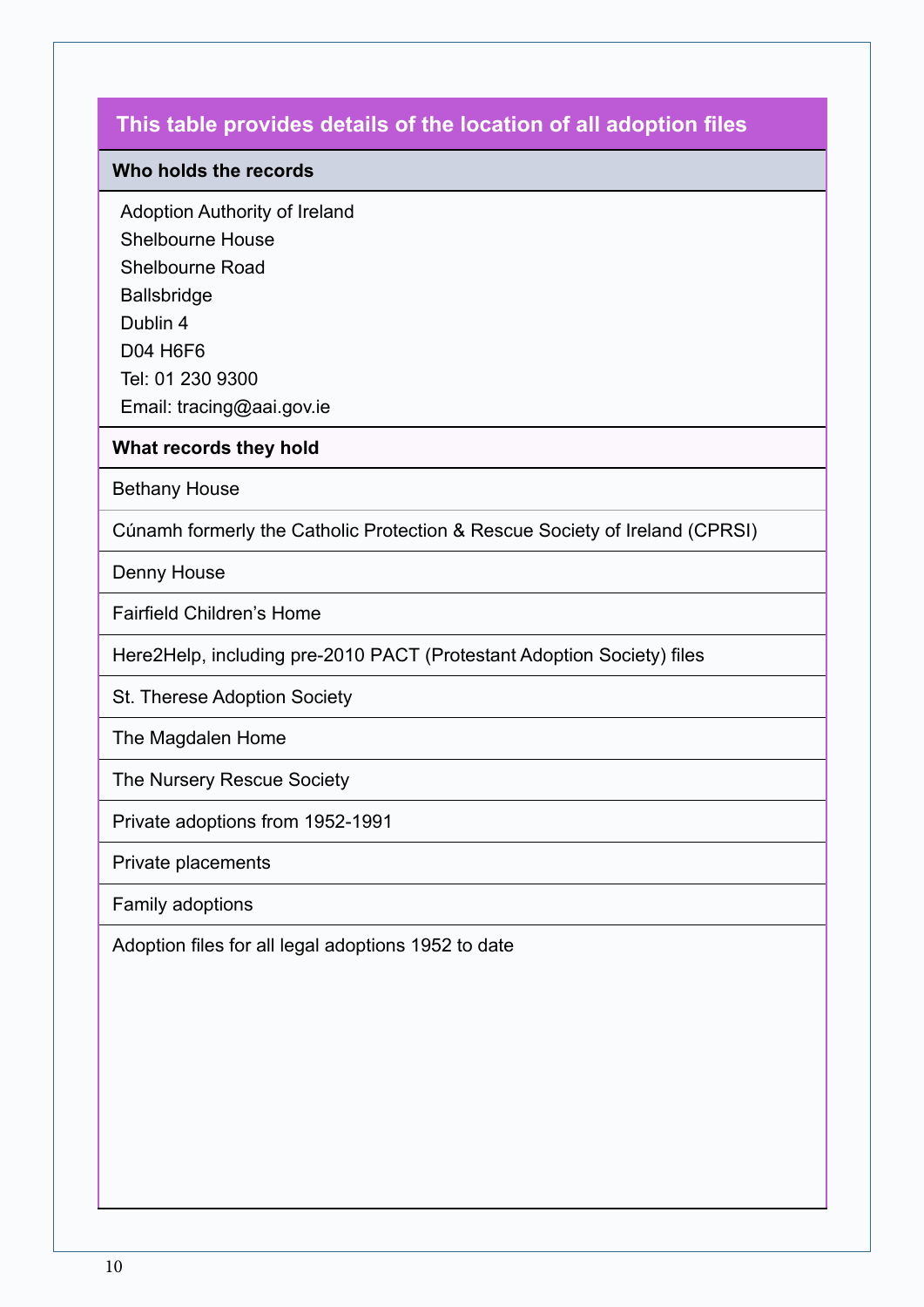| This table provides details of the location of all adoption files |
|---|
| **Who holds the records** |
| Adoption Authority of Ireland<br>Shelbourne House<br>Shelbourne Road<br>Ballsbridge<br>Dublin 4<br>D04 H6F6<br>Tel: 01 230 9300<br>Email: tracing@aai.gov.ie |
| **What records they hold** |
| Bethany House |
| Cúnamh formerly the Catholic Protection & Rescue Society of Ireland (CPRSI) |
| Denny House |
| Fairfield Children's Home |
| Here2Help, including pre-2010 PACT (Protestant Adoption Society) files |
| St. Therese Adoption Society |
| The Magdalen Home |
| The Nursery Rescue Society |
| Private adoptions from 1952-1991 |
| Private placements |
| Family adoptions |
| Adoption files for all legal adoptions 1952 to date |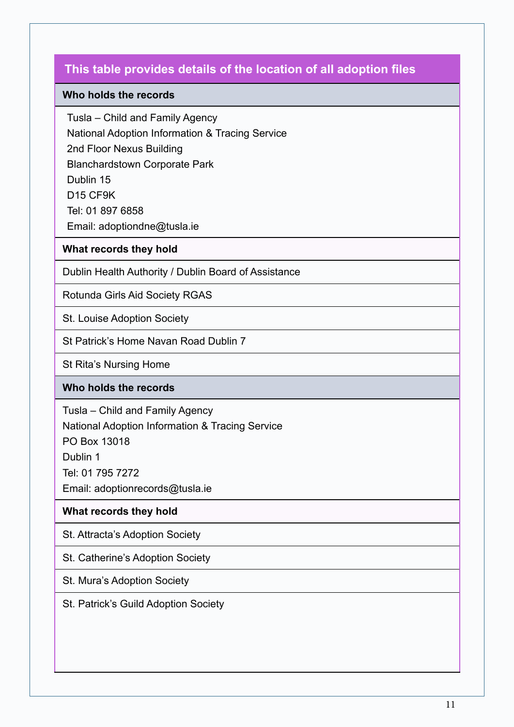| This table provides details of the location of all adoption files |
|---|
| **Who holds the records** |
| Tusla – Child and Family Agency<br>National Adoption Information & Tracing Service<br>2nd Floor Nexus Building<br>Blanchardstown Corporate Park<br>Dublin 15<br>D15 CF9K<br>Tel: 01 897 6858<br>Email: adoptiondne@tusla.ie |
| **What records they hold** |
| Dublin Health Authority / Dublin Board of Assistance |
| Rotunda Girls Aid Society RGAS |
| St. Louise Adoption Society |
| St Patrick's Home Navan Road Dublin 7 |
| St Rita's Nursing Home |
| **Who holds the records** |
| Tusla – Child and Family Agency<br>National Adoption Information & Tracing Service<br>PO Box 13018<br>Dublin 1<br>Tel: 01 795 7272<br>Email: adoptionrecords@tusla.ie |
| **What records they hold** |
| St. Attracta's Adoption Society |
| St. Catherine's Adoption Society |
| St. Mura's Adoption Society |
| St. Patrick's Guild Adoption Society |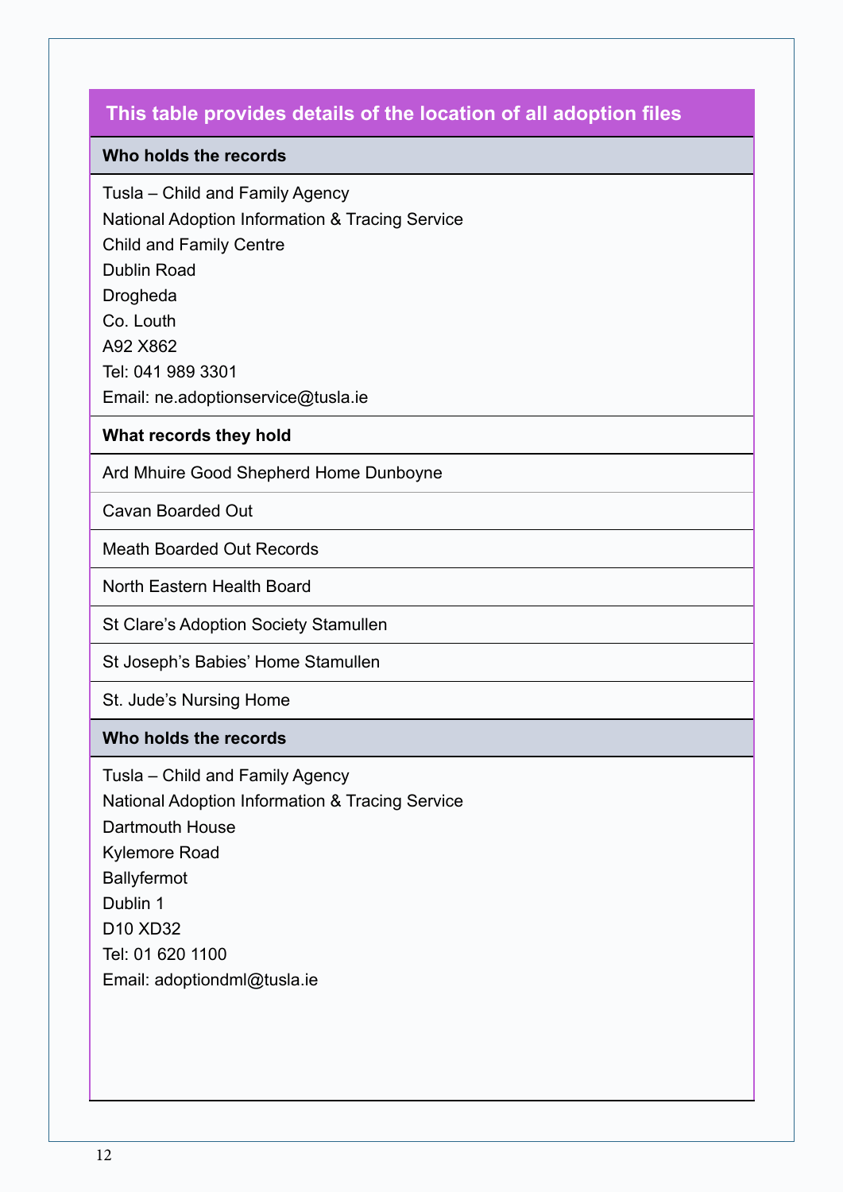## This table provides details of the location of all adoption files

| Who holds the records |
|---|
| Tusla – Child and Family Agency<br>National Adoption Information & Tracing Service<br>Child and Family Centre<br>Dublin Road<br>Drogheda<br>Co. Louth<br>A92 X862<br>Tel: 041 989 3301<br>Email: ne.adoptionservice@tusla.ie |
| **What records they hold** |
| Ard Mhuire Good Shepherd Home Dunboyne |
| Cavan Boarded Out |
| Meath Boarded Out Records |
| North Eastern Health Board |
| St Clare's Adoption Society Stamullen |
| St Joseph's Babies' Home Stamullen |
| St. Jude's Nursing Home |
| **Who holds the records** |
| Tusla – Child and Family Agency<br>National Adoption Information & Tracing Service<br>Dartmouth House<br>Kylemore Road<br>Ballyfermot<br>Dublin 1<br>D10 XD32<br>Tel: 01 620 1100<br>Email: adoptiondml@tusla.ie |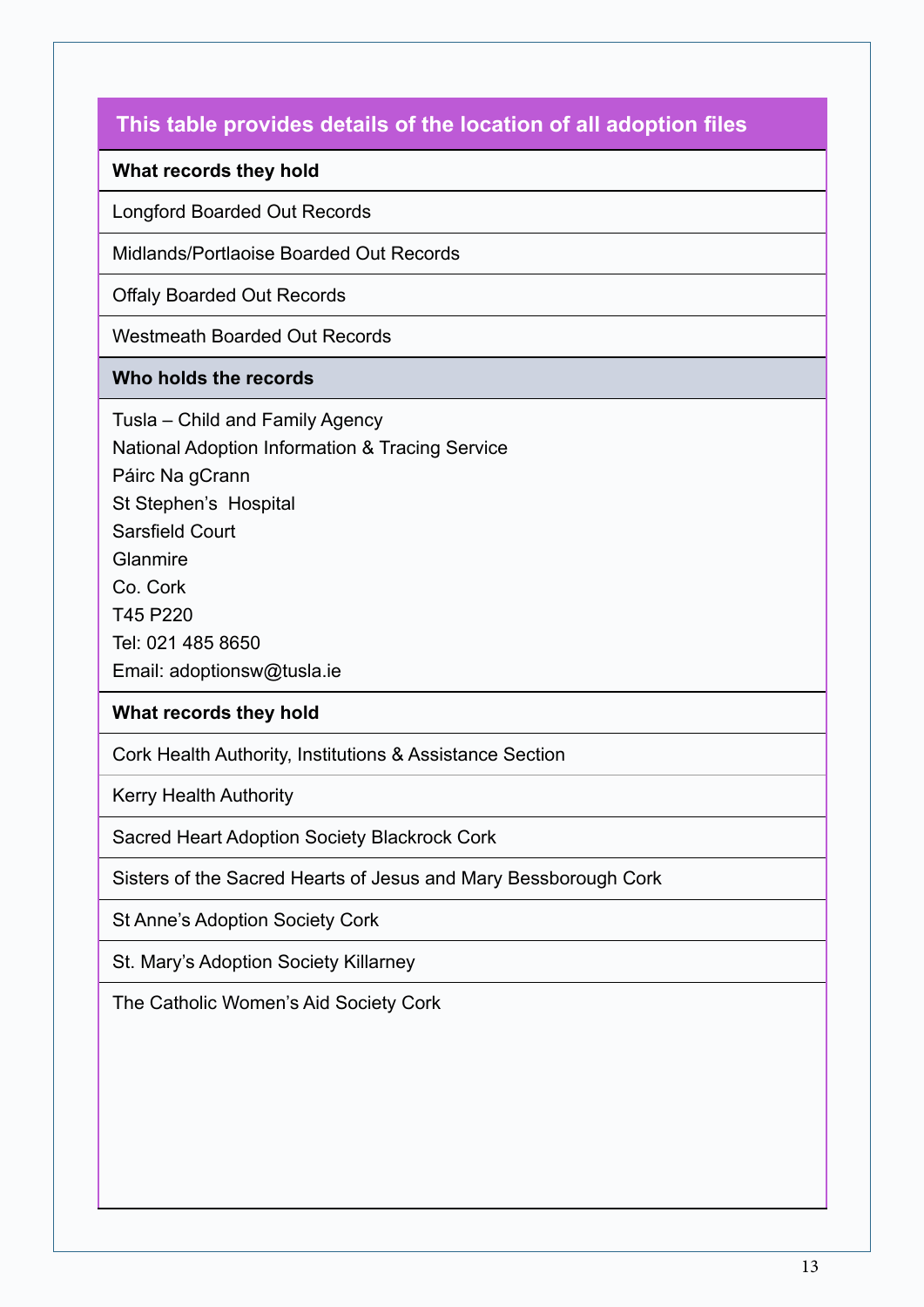| This table provides details of the location of all adoption files |
|---|
| **What records they hold** |
| Longford Boarded Out Records |
| Midlands/Portlaoise Boarded Out Records |
| Offaly Boarded Out Records |
| Westmeath Boarded Out Records |
| **Who holds the records** |
| Tusla – Child and Family Agency<br>National Adoption Information & Tracing Service<br>Páirc Na gCrann<br>St Stephen's Hospital<br>Sarsfield Court<br>Glanmire<br>Co. Cork<br>T45 P220<br>Tel: 021 485 8650<br>Email: adoptionsw@tusla.ie |
| **What records they hold** |
| Cork Health Authority, Institutions & Assistance Section |
| Kerry Health Authority |
| Sacred Heart Adoption Society Blackrock Cork |
| Sisters of the Sacred Hearts of Jesus and Mary Bessborough Cork |
| St Anne's Adoption Society Cork |
| St. Mary's Adoption Society Killarney |
| The Catholic Women's Aid Society Cork |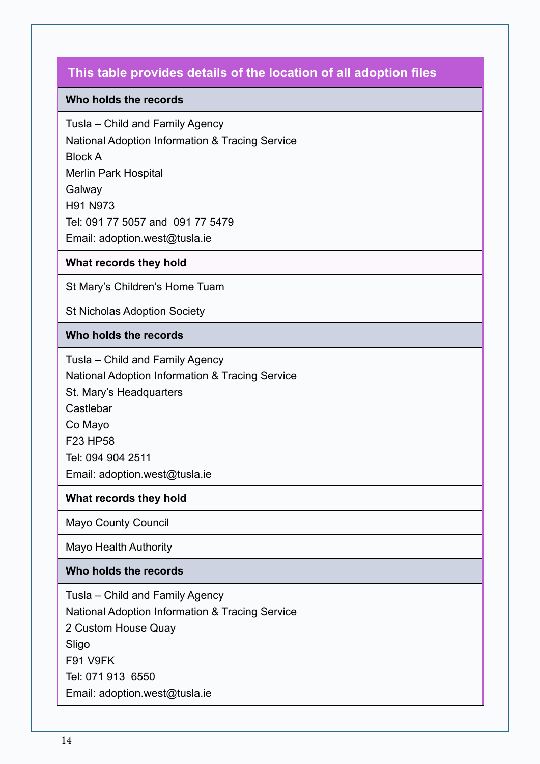| This table provides details of the location of all adoption files |
|---|
| **Who holds the records** |
| Tusla – Child and Family Agency<br>National Adoption Information & Tracing Service<br>Block A<br>Merlin Park Hospital<br>Galway<br>H91 N973<br>Tel: 091 77 5057 and 091 77 5479<br>Email: adoption.west@tusla.ie |
| **What records they hold** |
| St Mary's Children's Home Tuam |
| St Nicholas Adoption Society |
| **Who holds the records** |
| Tusla – Child and Family Agency<br>National Adoption Information & Tracing Service<br>St. Mary's Headquarters<br>Castlebar<br>Co Mayo<br>F23 HP58<br>Tel: 094 904 2511<br>Email: adoption.west@tusla.ie |
| **What records they hold** |
| Mayo County Council |
| Mayo Health Authority |
| **Who holds the records** |
| Tusla – Child and Family Agency<br>National Adoption Information & Tracing Service<br>2 Custom House Quay<br>Sligo<br>F91 V9FK<br>Tel: 071 913 6550<br>Email: adoption.west@tusla.ie |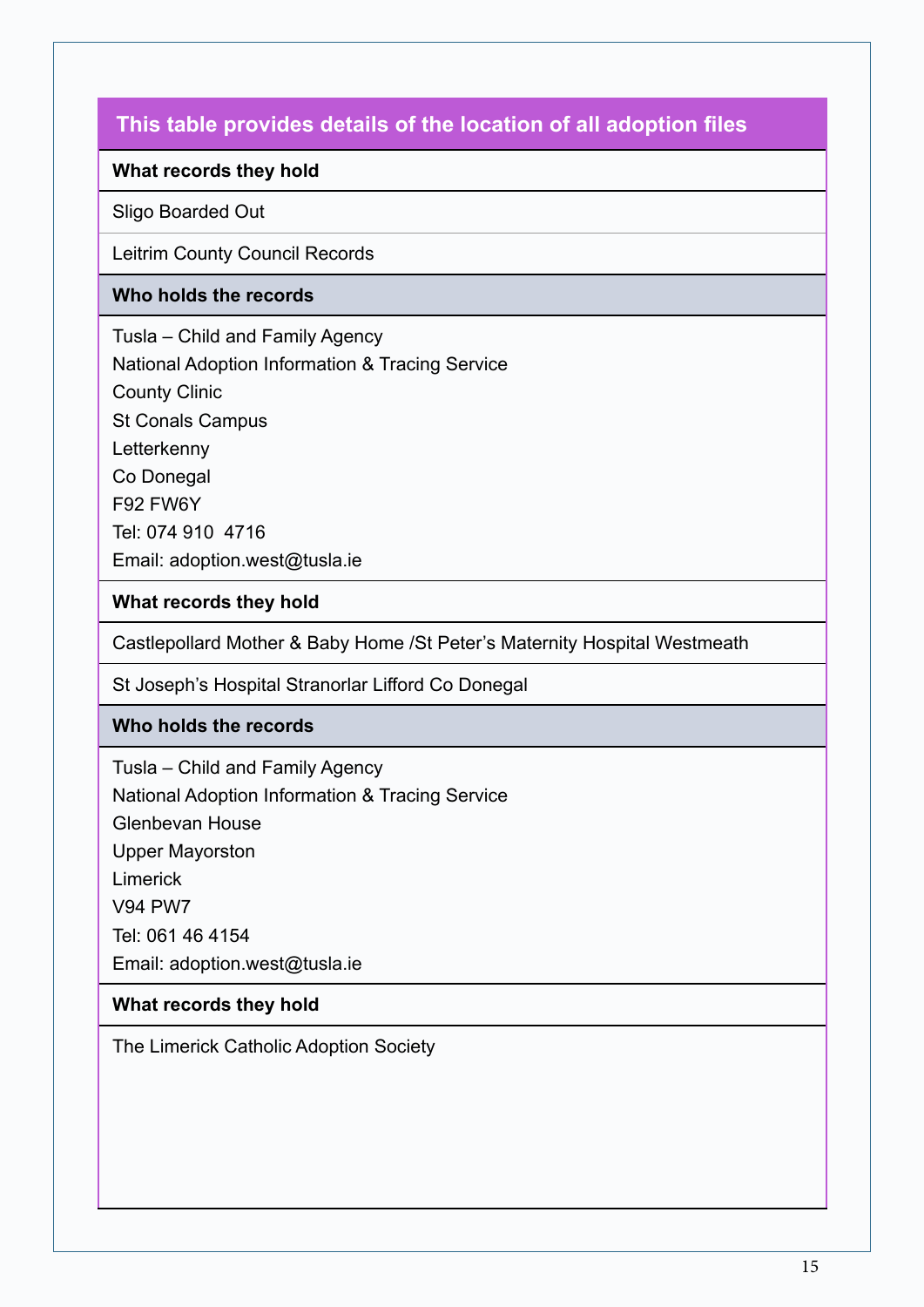| This table provides details of the location of all adoption files |
|---|
| **What records they hold** |
| Sligo Boarded Out |
| Leitrim County Council Records |
| **Who holds the records** |
| Tusla – Child and Family Agency<br>National Adoption Information & Tracing Service<br>County Clinic<br>St Conals Campus<br>Letterkenny<br>Co Donegal<br>F92 FW6Y<br>Tel: 074 910 4716<br>Email: adoption.west@tusla.ie |
| **What records they hold** |
| Castlepollard Mother & Baby Home /St Peter's Maternity Hospital Westmeath |
| St Joseph's Hospital Stranorlar Lifford Co Donegal |
| **Who holds the records** |
| Tusla – Child and Family Agency<br>National Adoption Information & Tracing Service<br>Glenbevan House<br>Upper Mayorston<br>Limerick<br>V94 PW7<br>Tel: 061 46 4154<br>Email: adoption.west@tusla.ie |
| **What records they hold** |
| The Limerick Catholic Adoption Society |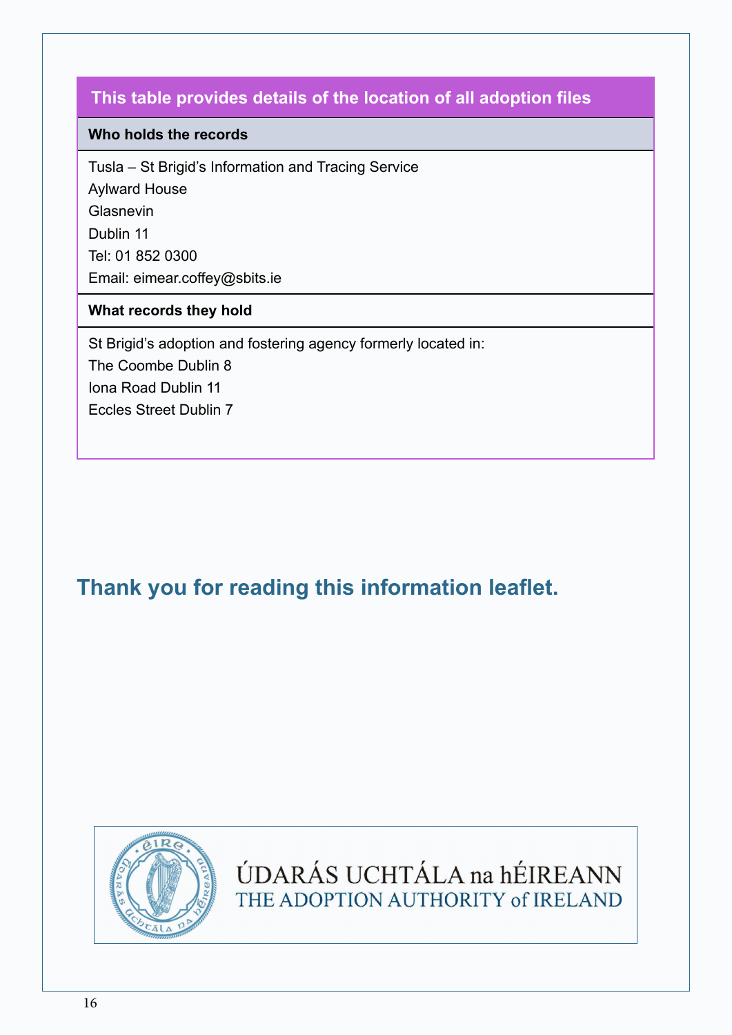| This table provides details of the location of all adoption files |
|---|
| **Who holds the records** |
| Tusla – St Brigid's Information and Tracing Service<br>Aylward House<br>Glasnevin<br>Dublin 11<br>Tel: 01 852 0300<br>Email: eimear.coffey@sbits.ie |
| **What records they hold** |
| St Brigid's adoption and fostering agency formerly located in:<br>The Coombe Dublin 8<br>Iona Road Dublin 11<br>Eccles Street Dublin 7 |

## Thank you for reading this information leaflet.

ÚDARÁS UCHTÁLA na hÉIREANN
THE ADOPTION AUTHORITY of IRELAND